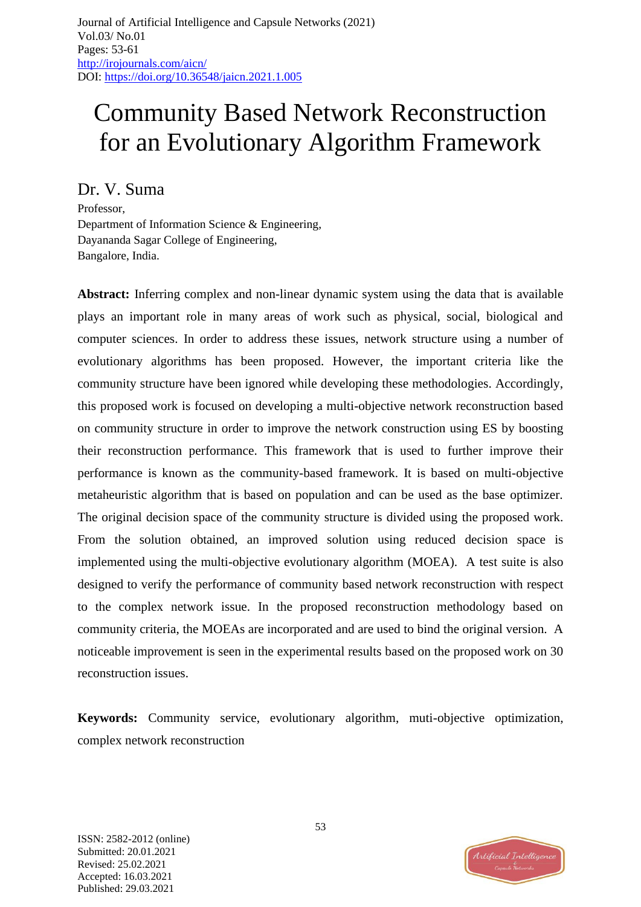# Community Based Network Reconstruction for an Evolutionary Algorithm Framework

## Dr. V. Suma

Professor,
Department of Information Science & Engineering,
Dayananda Sagar College of Engineering,
Bangalore, India.

**Abstract:** Inferring complex and non-linear dynamic system using the data that is available plays an important role in many areas of work such as physical, social, biological and computer sciences. In order to address these issues, network structure using a number of evolutionary algorithms has been proposed. However, the important criteria like the community structure have been ignored while developing these methodologies. Accordingly, this proposed work is focused on developing a multi-objective network reconstruction based on community structure in order to improve the network construction using ES by boosting their reconstruction performance. This framework that is used to further improve their performance is known as the community-based framework. It is based on multi-objective metaheuristic algorithm that is based on population and can be used as the base optimizer. The original decision space of the community structure is divided using the proposed work. From the solution obtained, an improved solution using reduced decision space is implemented using the multi-objective evolutionary algorithm (MOEA). A test suite is also designed to verify the performance of community based network reconstruction with respect to the complex network issue. In the proposed reconstruction methodology based on community criteria, the MOEAs are incorporated and are used to bind the original version. A noticeable improvement is seen in the experimental results based on the proposed work on 30 reconstruction issues.

**Keywords:** Community service, evolutionary algorithm, muti-objective optimization, complex network reconstruction

ISSN: 2582-2012 (online)
Submitted: 20.01.2021
Revised: 25.02.2021
Accepted: 16.03.2021
Published: 29.03.2021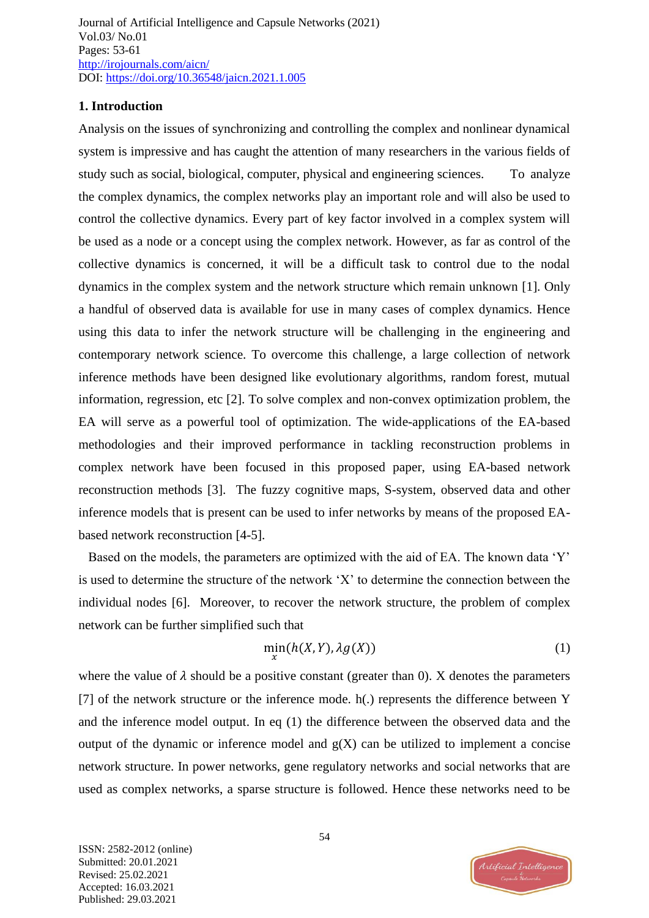## 1. Introduction

Analysis on the issues of synchronizing and controlling the complex and nonlinear dynamical system is impressive and has caught the attention of many researchers in the various fields of study such as social, biological, computer, physical and engineering sciences. To analyze the complex dynamics, the complex networks play an important role and will also be used to control the collective dynamics. Every part of key factor involved in a complex system will be used as a node or a concept using the complex network. However, as far as control of the collective dynamics is concerned, it will be a difficult task to control due to the nodal dynamics in the complex system and the network structure which remain unknown [1]. Only a handful of observed data is available for use in many cases of complex dynamics. Hence using this data to infer the network structure will be challenging in the engineering and contemporary network science. To overcome this challenge, a large collection of network inference methods have been designed like evolutionary algorithms, random forest, mutual information, regression, etc [2]. To solve complex and non-convex optimization problem, the EA will serve as a powerful tool of optimization. The wide-applications of the EA-based methodologies and their improved performance in tackling reconstruction problems in complex network have been focused in this proposed paper, using EA-based network reconstruction methods [3]. The fuzzy cognitive maps, S-system, observed data and other inference models that is present can be used to infer networks by means of the proposed EA-based network reconstruction [4-5].

Based on the models, the parameters are optimized with the aid of EA. The known data 'Y' is used to determine the structure of the network 'X' to determine the connection between the individual nodes [6]. Moreover, to recover the network structure, the problem of complex network can be further simplified such that

$$\min_{x}(h(X,Y), \lambda g(X)) \tag{1}$$

where the value of $\lambda$ should be a positive constant (greater than 0). X denotes the parameters [7] of the network structure or the inference mode. h(.) represents the difference between Y and the inference model output. In eq (1) the difference between the observed data and the output of the dynamic or inference model and g(X) can be utilized to implement a concise network structure. In power networks, gene regulatory networks and social networks that are used as complex networks, a sparse structure is followed. Hence these networks need to be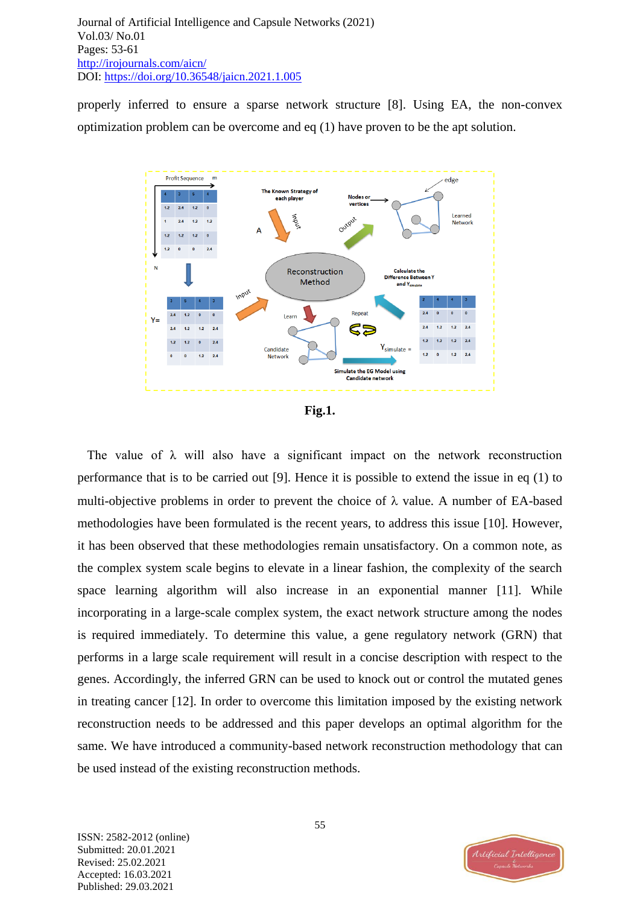properly inferred to ensure a sparse network structure [8]. Using EA, the non-convex optimization problem can be overcome and eq (1) have proven to be the apt solution.

**Fig.1.**

The value of λ will also have a significant impact on the network reconstruction performance that is to be carried out [9]. Hence it is possible to extend the issue in eq (1) to multi-objective problems in order to prevent the choice of λ value. A number of EA-based methodologies have been formulated is the recent years, to address this issue [10]. However, it has been observed that these methodologies remain unsatisfactory. On a common note, as the complex system scale begins to elevate in a linear fashion, the complexity of the search space learning algorithm will also increase in an exponential manner [11]. While incorporating in a large-scale complex system, the exact network structure among the nodes is required immediately. To determine this value, a gene regulatory network (GRN) that performs in a large scale requirement will result in a concise description with respect to the genes. Accordingly, the inferred GRN can be used to knock out or control the mutated genes in treating cancer [12]. In order to overcome this limitation imposed by the existing network reconstruction needs to be addressed and this paper develops an optimal algorithm for the same. We have introduced a community-based network reconstruction methodology that can be used instead of the existing reconstruction methods.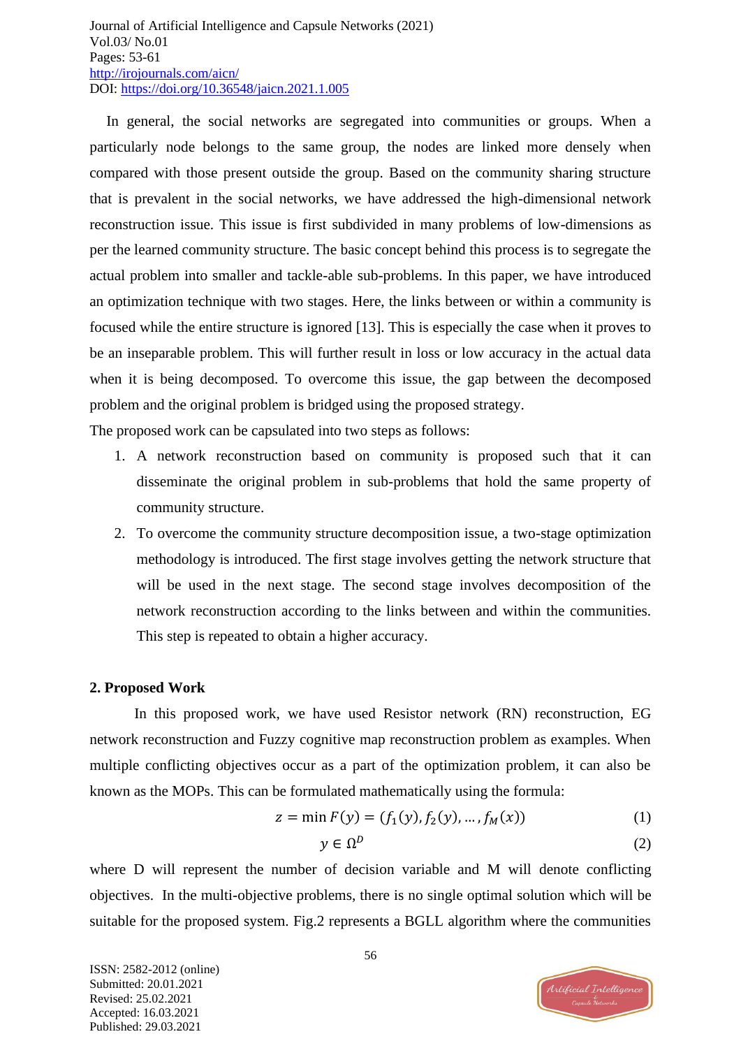In general, the social networks are segregated into communities or groups. When a particularly node belongs to the same group, the nodes are linked more densely when compared with those present outside the group. Based on the community sharing structure that is prevalent in the social networks, we have addressed the high-dimensional network reconstruction issue. This issue is first subdivided in many problems of low-dimensions as per the learned community structure. The basic concept behind this process is to segregate the actual problem into smaller and tackle-able sub-problems. In this paper, we have introduced an optimization technique with two stages. Here, the links between or within a community is focused while the entire structure is ignored [13]. This is especially the case when it proves to be an inseparable problem. This will further result in loss or low accuracy in the actual data when it is being decomposed. To overcome this issue, the gap between the decomposed problem and the original problem is bridged using the proposed strategy.

The proposed work can be capsulated into two steps as follows:

1. A network reconstruction based on community is proposed such that it can disseminate the original problem in sub-problems that hold the same property of community structure.
2. To overcome the community structure decomposition issue, a two-stage optimization methodology is introduced. The first stage involves getting the network structure that will be used in the next stage. The second stage involves decomposition of the network reconstruction according to the links between and within the communities. This step is repeated to obtain a higher accuracy.

## 2. Proposed Work

In this proposed work, we have used Resistor network (RN) reconstruction, EG network reconstruction and Fuzzy cognitive map reconstruction problem as examples. When multiple conflicting objectives occur as a part of the optimization problem, it can also be known as the MOPs. This can be formulated mathematically using the formula:

$$z = \min F(y) = (f_1(y), f_2(y), \dots, f_M(x)) \tag{1}$$

$$y \in \Omega^D \tag{2}$$

where D will represent the number of decision variable and M will denote conflicting objectives. In the multi-objective problems, there is no single optimal solution which will be suitable for the proposed system. Fig.2 represents a BGLL algorithm where the communities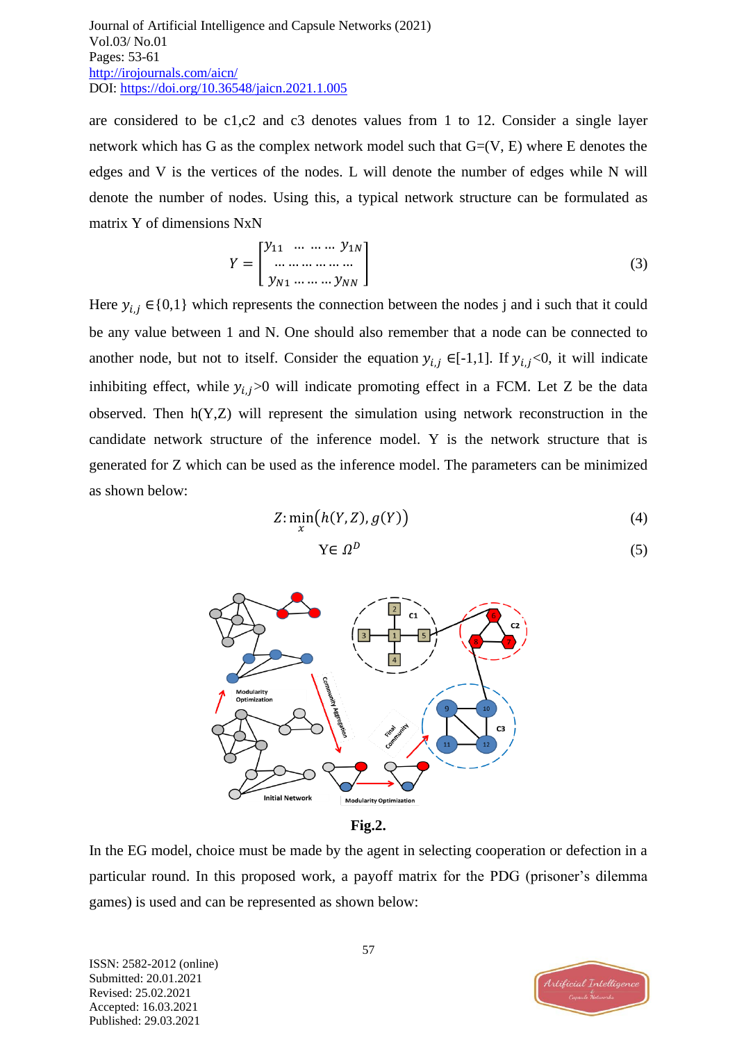are considered to be c1,c2 and c3 denotes values from 1 to 12. Consider a single layer network which has G as the complex network model such that G=(V, E) where E denotes the edges and V is the vertices of the nodes. L will denote the number of edges while N will denote the number of nodes. Using this, a typical network structure can be formulated as matrix Y of dimensions NxN

$$Y = \begin{bmatrix} y_{11} & \dots \dots \dots & y_{1N} \\ \dots \dots \dots \dots \dots \dots \\ y_{N1} \dots \dots \dots y_{NN} \end{bmatrix} \tag{3}$$

Here $y_{i,j} \in \{0,1\}$ which represents the connection between the nodes j and i such that it could be any value between 1 and N. One should also remember that a node can be connected to another node, but not to itself. Consider the equation $y_{i,j} \in [-1,1]$. If $y_{i,j}<0$, it will indicate inhibiting effect, while $y_{i,j}>0$ will indicate promoting effect in a FCM. Let Z be the data observed. Then h(Y,Z) will represent the simulation using network reconstruction in the candidate network structure of the inference model. Y is the network structure that is generated for Z which can be used as the inference model. The parameters can be minimized as shown below:

$$Z: \min_{x}\left(h(Y,Z), g(Y)\right) \tag{4}$$

$$Y \in \Omega^{D} \tag{5}$$

**Fig.2.**

In the EG model, choice must be made by the agent in selecting cooperation or defection in a particular round. In this proposed work, a payoff matrix for the PDG (prisoner's dilemma games) is used and can be represented as shown below: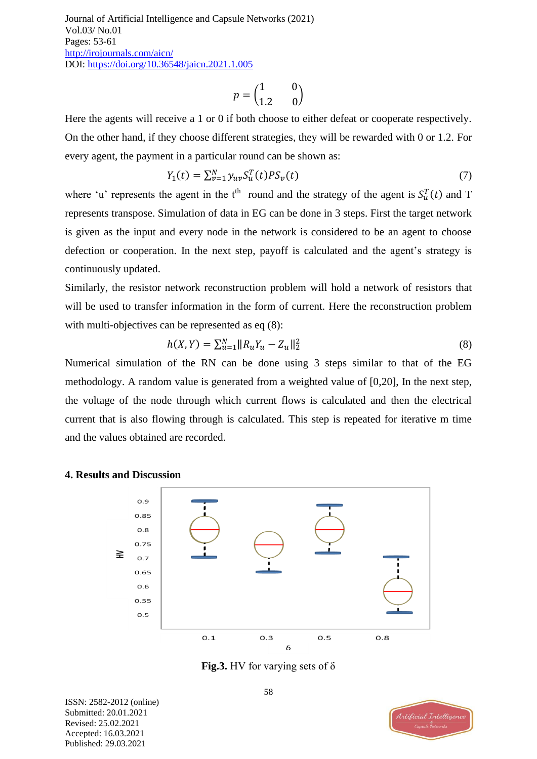$$p = \begin{pmatrix} 1 & 0 \\ 1.2 & 0 \end{pmatrix}$$

Here the agents will receive a 1 or 0 if both choose to either defeat or cooperate respectively. On the other hand, if they choose different strategies, they will be rewarded with 0 or 1.2. For every agent, the payment in a particular round can be shown as:

$$Y_1(t) = \sum_{v=1}^{N} y_{uv} S_u^T(t) P S_v(t) \quad (7)$$

where 'u' represents the agent in the t[th] round and the strategy of the agent is $S_u^T(t)$ and T represents transpose. Simulation of data in EG can be done in 3 steps. First the target network is given as the input and every node in the network is considered to be an agent to choose defection or cooperation. In the next step, payoff is calculated and the agent's strategy is continuously updated.

Similarly, the resistor network reconstruction problem will hold a network of resistors that will be used to transfer information in the form of current. Here the reconstruction problem with multi-objectives can be represented as eq (8):

$$h(X, Y) = \sum_{u=1}^{N} \| R_u Y_u - Z_u \|_2^2 \quad (8)$$

Numerical simulation of the RN can be done using 3 steps similar to that of the EG methodology. A random value is generated from a weighted value of [0,20], In the next step, the voltage of the node through which current flows is calculated and then the electrical current that is also flowing through is calculated. This step is repeated for iterative m time and the values obtained are recorded.

## 4. Results and Discussion

**Fig.3.** HV for varying sets of δ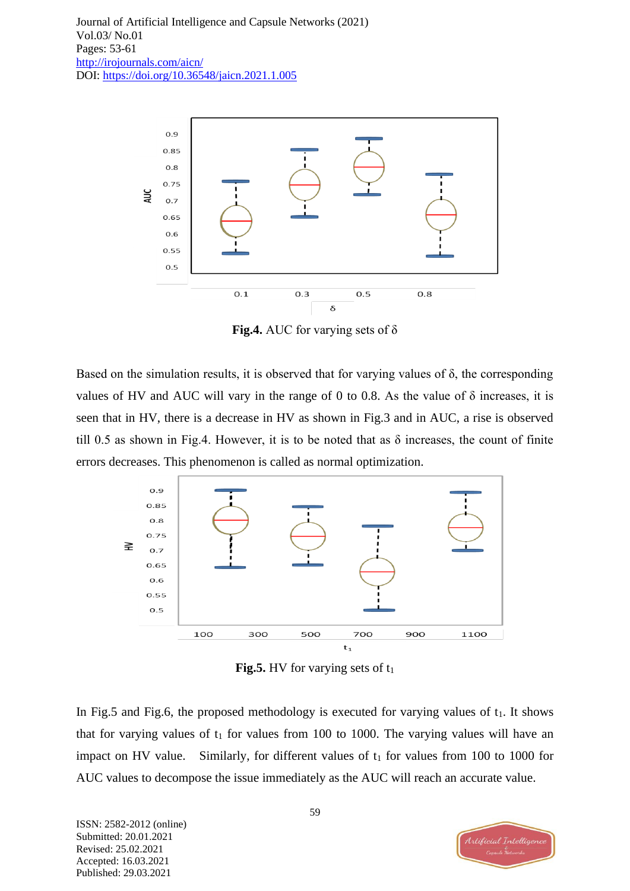**Fig.4.** AUC for varying sets of δ

Based on the simulation results, it is observed that for varying values of δ, the corresponding values of HV and AUC will vary in the range of 0 to 0.8. As the value of δ increases, it is seen that in HV, there is a decrease in HV as shown in Fig.3 and in AUC, a rise is observed till 0.5 as shown in Fig.4. However, it is to be noted that as δ increases, the count of finite errors decreases. This phenomenon is called as normal optimization.

**Fig.5.** HV for varying sets of $t_1$

In Fig.5 and Fig.6, the proposed methodology is executed for varying values of $t_1$. It shows that for varying values of $t_1$ for values from 100 to 1000. The varying values will have an impact on HV value.  Similarly, for different values of $t_1$ for values from 100 to 1000 for AUC values to decompose the issue immediately as the AUC will reach an accurate value.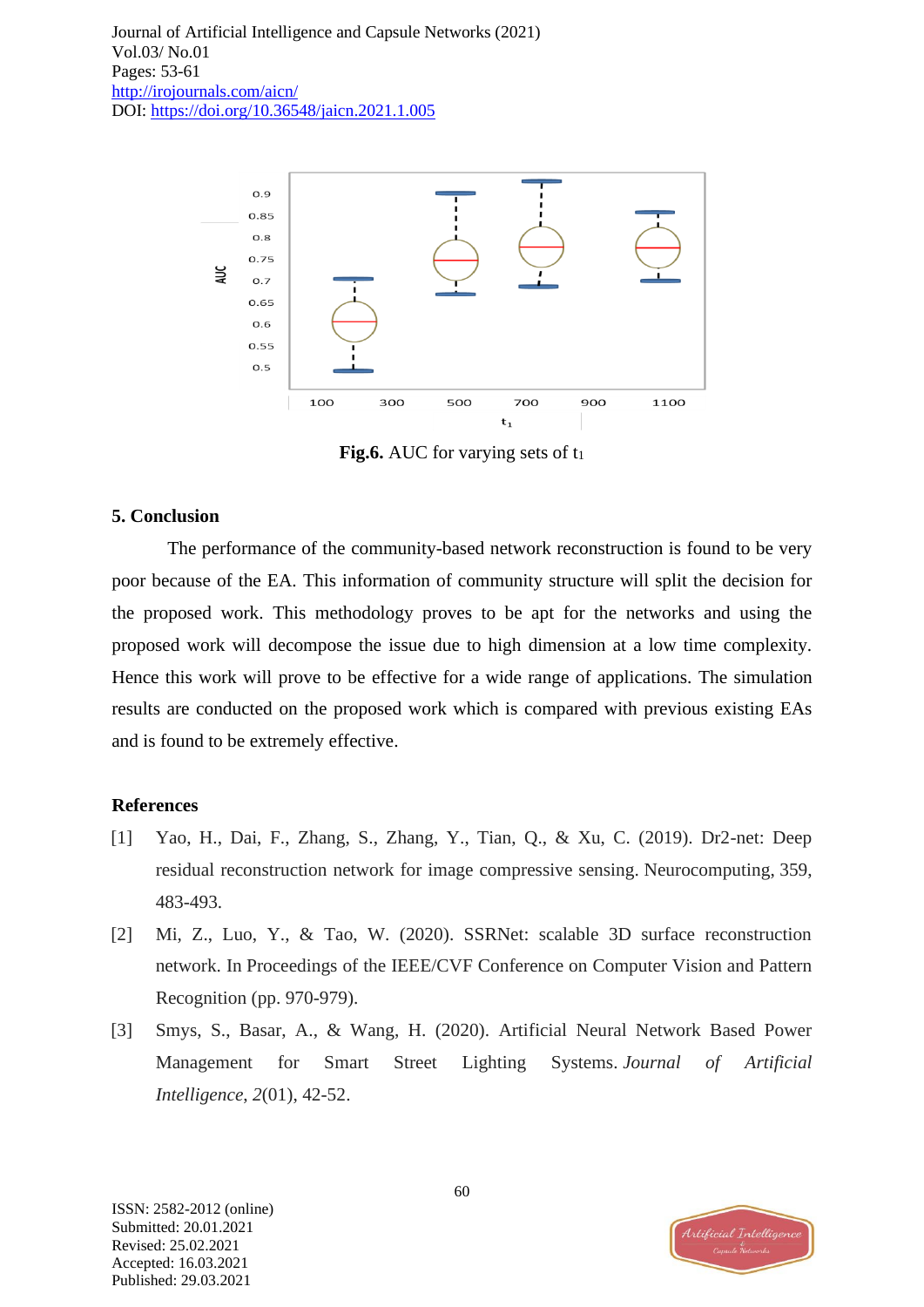**Fig.6.** AUC for varying sets of $t_1$

## 5. Conclusion

The performance of the community-based network reconstruction is found to be very poor because of the EA. This information of community structure will split the decision for the proposed work. This methodology proves to be apt for the networks and using the proposed work will decompose the issue due to high dimension at a low time complexity. Hence this work will prove to be effective for a wide range of applications. The simulation results are conducted on the proposed work which is compared with previous existing EAs and is found to be extremely effective.

## References

[1] Yao, H., Dai, F., Zhang, S., Zhang, Y., Tian, Q., & Xu, C. (2019). Dr2-net: Deep residual reconstruction network for image compressive sensing. Neurocomputing, 359, 483-493.

[2] Mi, Z., Luo, Y., & Tao, W. (2020). SSRNet: scalable 3D surface reconstruction network. In Proceedings of the IEEE/CVF Conference on Computer Vision and Pattern Recognition (pp. 970-979).

[3] Smys, S., Basar, A., & Wang, H. (2020). Artificial Neural Network Based Power Management for Smart Street Lighting Systems. *Journal of Artificial Intelligence*, *2*(01), 42-52.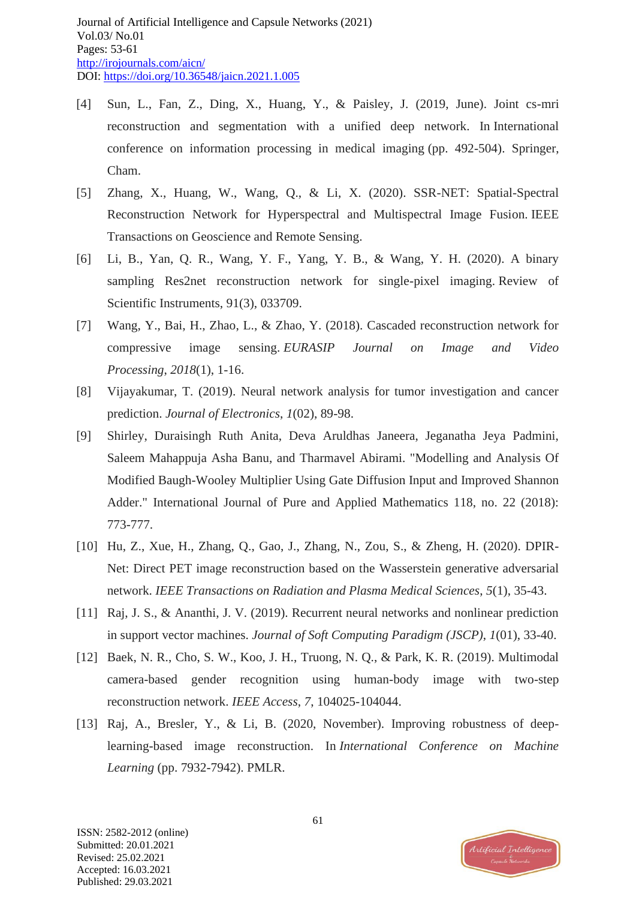[4] Sun, L., Fan, Z., Ding, X., Huang, Y., & Paisley, J. (2019, June). Joint cs-mri reconstruction and segmentation with a unified deep network. In International conference on information processing in medical imaging (pp. 492-504). Springer, Cham.

[5] Zhang, X., Huang, W., Wang, Q., & Li, X. (2020). SSR-NET: Spatial-Spectral Reconstruction Network for Hyperspectral and Multispectral Image Fusion. IEEE Transactions on Geoscience and Remote Sensing.

[6] Li, B., Yan, Q. R., Wang, Y. F., Yang, Y. B., & Wang, Y. H. (2020). A binary sampling Res2net reconstruction network for single-pixel imaging. Review of Scientific Instruments, 91(3), 033709.

[7] Wang, Y., Bai, H., Zhao, L., & Zhao, Y. (2018). Cascaded reconstruction network for compressive image sensing. *EURASIP Journal on Image and Video Processing*, *2018*(1), 1-16.

[8] Vijayakumar, T. (2019). Neural network analysis for tumor investigation and cancer prediction. *Journal of Electronics*, *1*(02), 89-98.

[9] Shirley, Duraisingh Ruth Anita, Deva Aruldhas Janeera, Jeganatha Jeya Padmini, Saleem Mahappuja Asha Banu, and Tharmavel Abirami. "Modelling and Analysis Of Modified Baugh-Wooley Multiplier Using Gate Diffusion Input and Improved Shannon Adder." International Journal of Pure and Applied Mathematics 118, no. 22 (2018): 773-777.

[10] Hu, Z., Xue, H., Zhang, Q., Gao, J., Zhang, N., Zou, S., & Zheng, H. (2020). DPIR-Net: Direct PET image reconstruction based on the Wasserstein generative adversarial network. *IEEE Transactions on Radiation and Plasma Medical Sciences*, *5*(1), 35-43.

[11] Raj, J. S., & Ananthi, J. V. (2019). Recurrent neural networks and nonlinear prediction in support vector machines. *Journal of Soft Computing Paradigm (JSCP)*, *1*(01), 33-40.

[12] Baek, N. R., Cho, S. W., Koo, J. H., Truong, N. Q., & Park, K. R. (2019). Multimodal camera-based gender recognition using human-body image with two-step reconstruction network. *IEEE Access*, *7*, 104025-104044.

[13] Raj, A., Bresler, Y., & Li, B. (2020, November). Improving robustness of deep-learning-based image reconstruction. In *International Conference on Machine Learning* (pp. 7932-7942). PMLR.